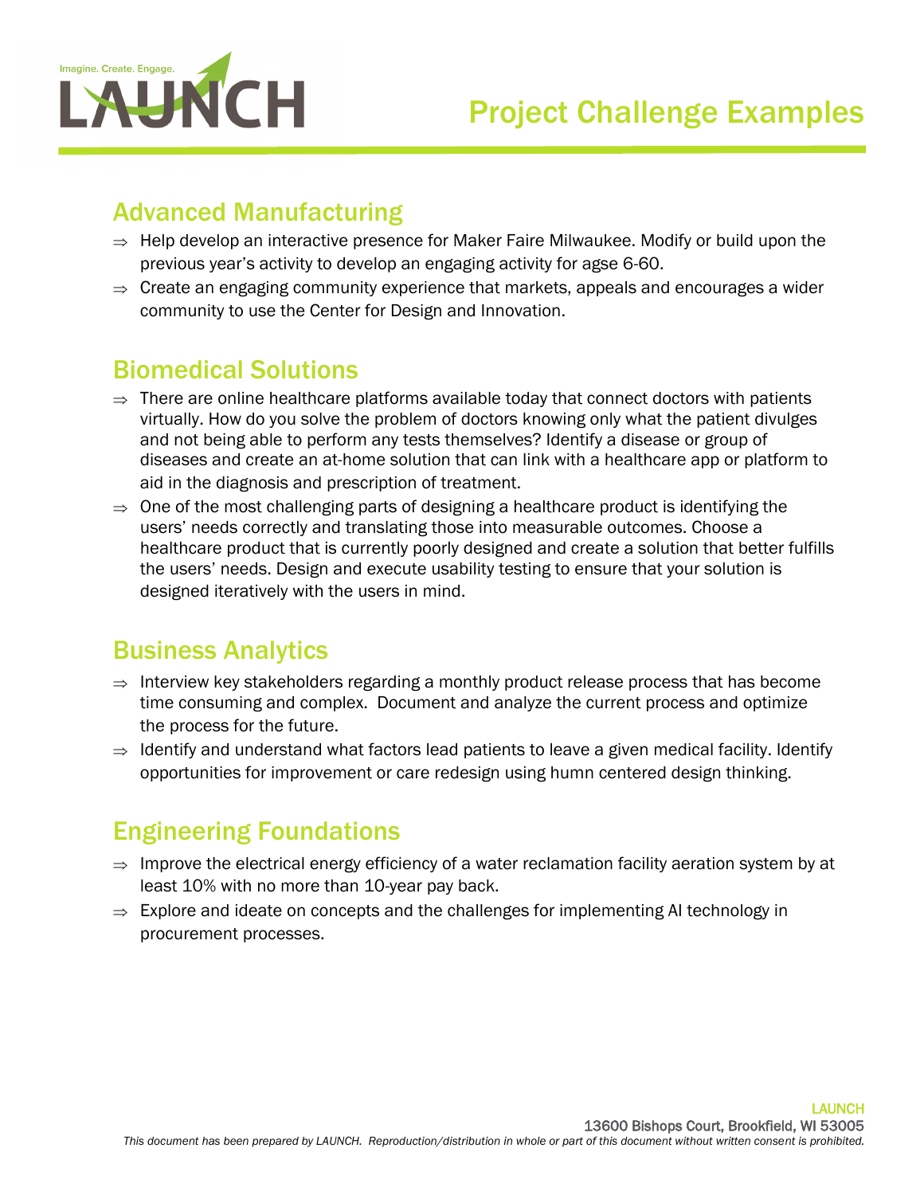Imagine. Create. Engage.

LAUNCH

# Project Challenge Examples

## Advanced Manufacturing

⇒ Help develop an interactive presence for Maker Faire Milwaukee. Modify or build upon the previous year's activity to develop an engaging activity for agse 6-60.

⇒ Create an engaging community experience that markets, appeals and encourages a wider community to use the Center for Design and Innovation.

## Biomedical Solutions

⇒ There are online healthcare platforms available today that connect doctors with patients virtually. How do you solve the problem of doctors knowing only what the patient divulges and not being able to perform any tests themselves? Identify a disease or group of diseases and create an at-home solution that can link with a healthcare app or platform to aid in the diagnosis and prescription of treatment.

⇒ One of the most challenging parts of designing a healthcare product is identifying the users' needs correctly and translating those into measurable outcomes. Choose a healthcare product that is currently poorly designed and create a solution that better fulfills the users' needs. Design and execute usability testing to ensure that your solution is designed iteratively with the users in mind.

## Business Analytics

⇒ Interview key stakeholders regarding a monthly product release process that has become time consuming and complex. Document and analyze the current process and optimize the process for the future.

⇒ Identify and understand what factors lead patients to leave a given medical facility. Identify opportunities for improvement or care redesign using humn centered design thinking.

## Engineering Foundations

⇒ Improve the electrical energy efficiency of a water reclamation facility aeration system by at least 10% with no more than 10-year pay back.

⇒ Explore and ideate on concepts and the challenges for implementing AI technology in procurement processes.

LAUNCH
13600 Bishops Court, Brookfield, WI 53005

*This document has been prepared by LAUNCH. Reproduction/distribution in whole or part of this document without written consent is prohibited.*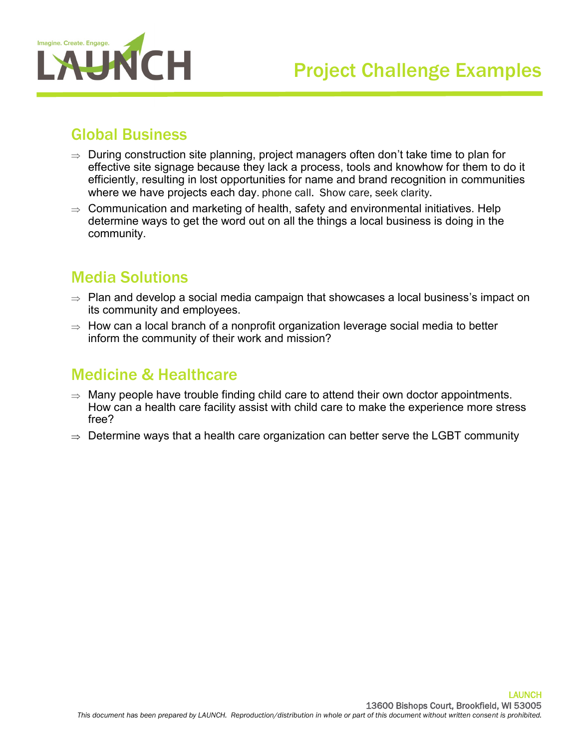# Project Challenge Examples

## Global Business

- During construction site planning, project managers often don't take time to plan for effective site signage because they lack a process, tools and knowhow for them to do it efficiently, resulting in lost opportunities for name and brand recognition in communities where we have projects each day. phone call. Show care, seek clarity.
- Communication and marketing of health, safety and environmental initiatives. Help determine ways to get the word out on all the things a local business is doing in the community.

## Media Solutions

- Plan and develop a social media campaign that showcases a local business's impact on its community and employees.
- How can a local branch of a nonprofit organization leverage social media to better inform the community of their work and mission?

## Medicine & Healthcare

- Many people have trouble finding child care to attend their own doctor appointments. How can a health care facility assist with child care to make the experience more stress free?
- Determine ways that a health care organization can better serve the LGBT community